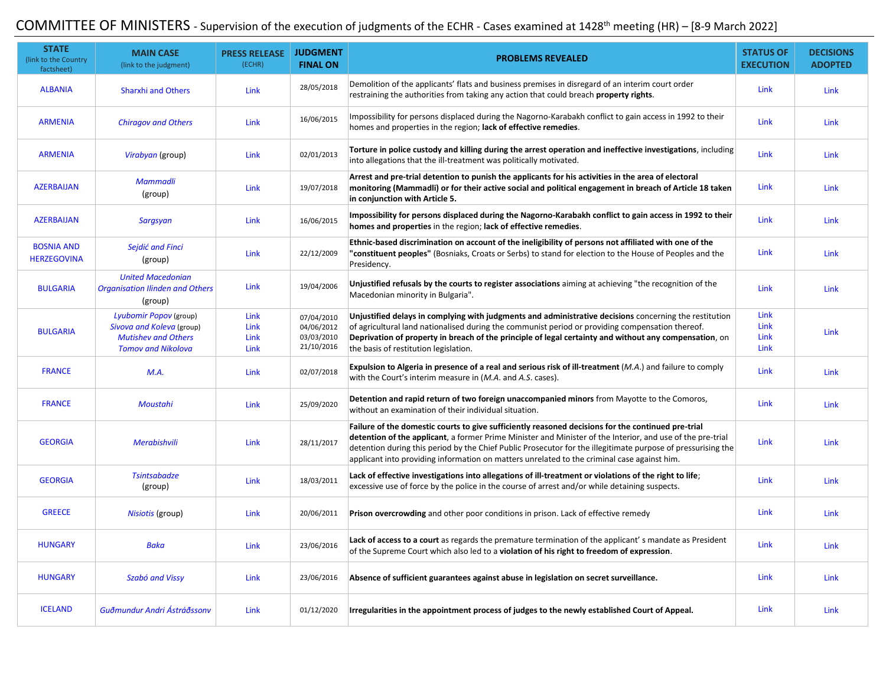# COMMITTEE OF MINISTERS - Supervision of the execution of judgments of the ECHR - Cases examined at 1428th meeting (HR) – [8-9 March 2022]

| STATE (link to the Country factsheet) | MAIN CASE (link to the judgment) | PRESS RELEASE (ECHR) | JUDGMENT FINAL ON | PROBLEMS REVEALED | STATUS OF EXECUTION | DECISIONS ADOPTED |
|---|---|---|---|---|---|---|
| ALBANIA | Sharxhi and Others | Link | 28/05/2018 | Demolition of the applicants' flats and business premises in disregard of an interim court order restraining the authorities from taking any action that could breach **property rights**. | Link | Link |
| ARMENIA | *Chiragov and Others* | Link | 16/06/2015 | Impossibility for persons displaced during the Nagorno-Karabakh conflict to gain access in 1992 to their homes and properties in the region; **lack of effective remedies**. | Link | Link |
| ARMENIA | *Virabyan* (group) | Link | 02/01/2013 | **Torture in police custody and killing during the arrest operation and ineffective investigations**, including into allegations that the ill-treatment was politically motivated. | Link | Link |
| AZERBAIJAN | *Mammadli* (group) | Link | 19/07/2018 | **Arrest and pre-trial detention to punish the applicants for his activities in the area of electoral monitoring (Mammadli) or for their active social and political engagement in breach of Article 18 taken in conjunction with Article 5.** | Link | Link |
| AZERBAIJAN | *Sargsyan* | Link | 16/06/2015 | **Impossibility for persons displaced during the Nagorno-Karabakh conflict to gain access in 1992 to their homes and properties** in the region; **lack of effective remedies**. | Link | Link |
| BOSNIA AND HERZEGOVINA | *Sejdić and Finci* (group) | Link | 22/12/2009 | **Ethnic-based discrimination on account of the ineligibility of persons not affiliated with one of the "constituent peoples"** (Bosniaks, Croats or Serbs) to stand for election to the House of Peoples and the Presidency. | Link | Link |
| BULGARIA | *United Macedonian Organisation Ilinden and Others* (group) | Link | 19/04/2006 | **Unjustified refusals by the courts to register associations** aiming at achieving "the recognition of the Macedonian minority in Bulgaria". | Link | Link |
| BULGARIA | *Lyubomir Popov* (group)<br>*Sivova and Koleva* (group)<br>*Mutishev and Others*<br>*Tomov and Nikolova* | Link<br>Link<br>Link<br>Link | 07/04/2010<br>04/06/2012<br>03/03/2010<br>21/10/2016 | **Unjustified delays in complying with judgments and administrative decisions** concerning the restitution of agricultural land nationalised during the communist period or providing compensation thereof. **Deprivation of property in breach of the principle of legal certainty and without any compensation**, on the basis of restitution legislation. | Link<br>Link<br>Link<br>Link | Link |
| FRANCE | *M.A.* | Link | 02/07/2018 | **Expulsion to Algeria in presence of a real and serious risk of ill-treatment** (*M.A.*) and failure to comply with the Court's interim measure in (*M.A.* and *A.S.* cases). | Link | Link |
| FRANCE | *Moustahi* | Link | 25/09/2020 | **Detention and rapid return of two foreign unaccompanied minors** from Mayotte to the Comoros, without an examination of their individual situation. | Link | Link |
| GEORGIA | *Merabishvili* | Link | 28/11/2017 | **Failure of the domestic courts to give sufficiently reasoned decisions for the continued pre-trial detention of the applicant**, a former Prime Minister and Minister of the Interior, and use of the pre-trial detention during this period by the Chief Public Prosecutor for the illegitimate purpose of pressurising the applicant into providing information on matters unrelated to the criminal case against him. | Link | Link |
| GEORGIA | *Tsintsabadze* (group) | Link | 18/03/2011 | **Lack of effective investigations into allegations of ill-treatment or violations of the right to life**; excessive use of force by the police in the course of arrest and/or while detaining suspects. | Link | Link |
| GREECE | *Nisiotis* (group) | Link | 20/06/2011 | **Prison overcrowding** and other poor conditions in prison. Lack of effective remedy | Link | Link |
| HUNGARY | *Baka* | Link | 23/06/2016 | **Lack of access to a court** as regards the premature termination of the applicant' s mandate as President of the Supreme Court which also led to a **violation of his right to freedom of expression**. | Link | Link |
| HUNGARY | *Szabó and Vissy* | Link | 23/06/2016 | **Absence of sufficient guarantees against abuse in legislation on secret surveillance.** | Link | Link |
| ICELAND | *Guðmundur Andri Ástráðssonv* | Link | 01/12/2020 | **Irregularities in the appointment process of judges to the newly established Court of Appeal.** | Link | Link |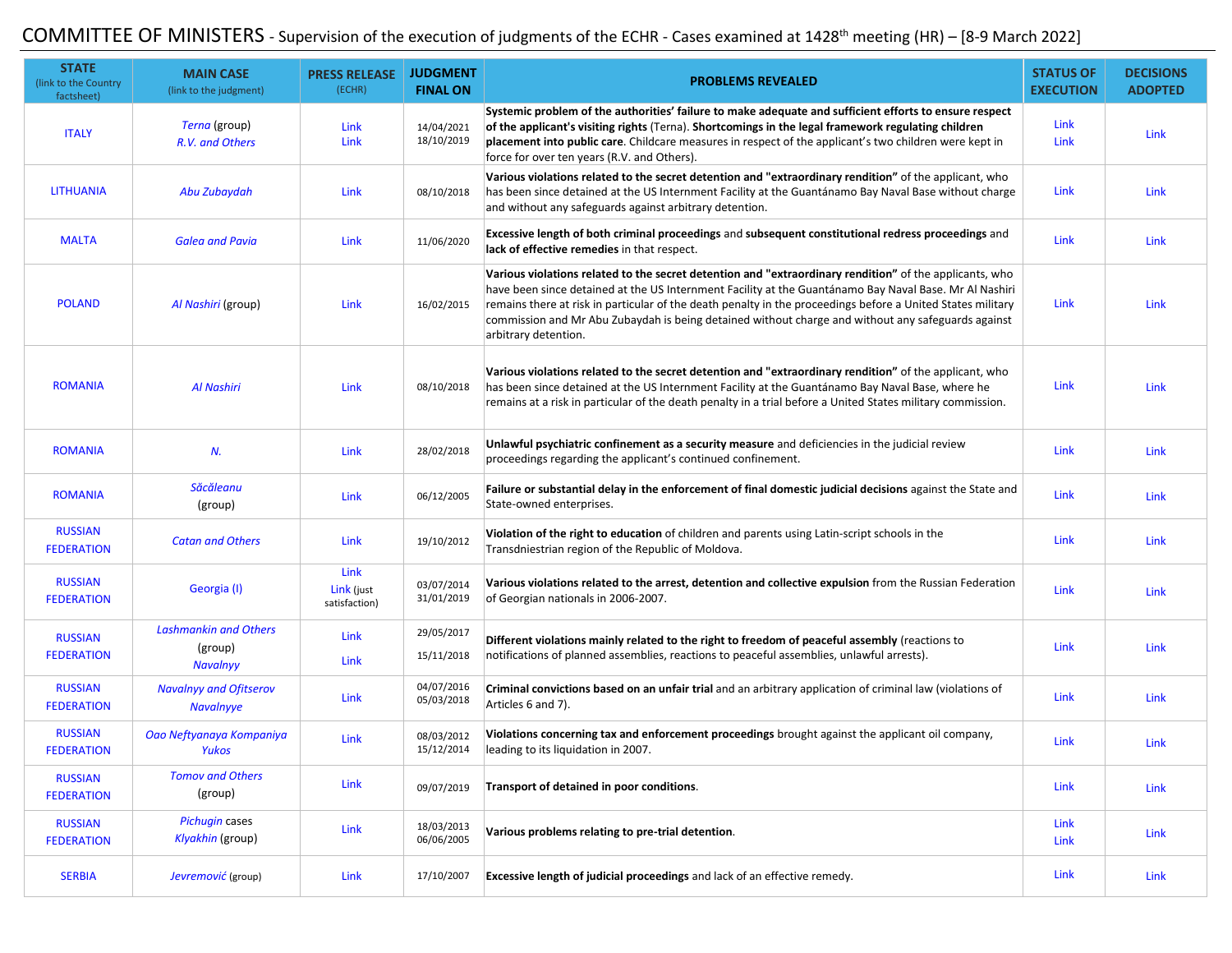# COMMITTEE OF MINISTERS - Supervision of the execution of judgments of the ECHR - Cases examined at 1428th meeting (HR) – [8-9 March 2022]

| STATE (link to the Country factsheet) | MAIN CASE (link to the judgment) | PRESS RELEASE (ECHR) | JUDGMENT FINAL ON | PROBLEMS REVEALED | STATUS OF EXECUTION | DECISIONS ADOPTED |
|---|---|---|---|---|---|---|
| ITALY | *Terna* (group)<br>*R.V. and Others* | Link<br>Link | 14/04/2021<br>18/10/2019 | **Systemic problem of the authorities' failure to make adequate and sufficient efforts to ensure respect of the applicant's visiting rights** (Terna). **Shortcomings in the legal framework regulating children placement into public care**. Childcare measures in respect of the applicant's two children were kept in force for over ten years (R.V. and Others). | Link<br>Link | Link |
| LITHUANIA | *Abu Zubaydah* | Link | 08/10/2018 | **Various violations related to the secret detention and "extraordinary rendition"** of the applicant, who has been since detained at the US Internment Facility at the Guantánamo Bay Naval Base without charge and without any safeguards against arbitrary detention. | Link | Link |
| MALTA | *Galea and Pavia* | Link | 11/06/2020 | **Excessive length of both criminal proceedings** and **subsequent constitutional redress proceedings** and **lack of effective remedies** in that respect. | Link | Link |
| POLAND | *Al Nashiri* (group) | Link | 16/02/2015 | **Various violations related to the secret detention and "extraordinary rendition"** of the applicants, who have been since detained at the US Internment Facility at the Guantánamo Bay Naval Base. Mr Al Nashiri remains there at risk in particular of the death penalty in the proceedings before a United States military commission and Mr Abu Zubaydah is being detained without charge and without any safeguards against arbitrary detention. | Link | Link |
| ROMANIA | *Al Nashiri* | Link | 08/10/2018 | **Various violations related to the secret detention and "extraordinary rendition"** of the applicant, who has been since detained at the US Internment Facility at the Guantánamo Bay Naval Base, where he remains at a risk in particular of the death penalty in a trial before a United States military commission. | Link | Link |
| ROMANIA | *N.* | Link | 28/02/2018 | **Unlawful psychiatric confinement as a security measure** and deficiencies in the judicial review proceedings regarding the applicant's continued confinement. | Link | Link |
| ROMANIA | *Săcăleanu* (group) | Link | 06/12/2005 | **Failure or substantial delay in the enforcement of final domestic judicial decisions** against the State and State-owned enterprises. | Link | Link |
| RUSSIAN FEDERATION | *Catan and Others* | Link | 19/10/2012 | **Violation of the right to education** of children and parents using Latin-script schools in the Transdniestrian region of the Republic of Moldova. | Link | Link |
| RUSSIAN FEDERATION | Georgia (I) | Link<br>Link (just satisfaction) | 03/07/2014<br>31/01/2019 | **Various violations related to the arrest, detention and collective expulsion** from the Russian Federation of Georgian nationals in 2006-2007. | Link | Link |
| RUSSIAN FEDERATION | *Lashmankin and Others* (group)<br>*Navalnyy* | Link<br>Link | 29/05/2017<br>15/11/2018 | **Different violations mainly related to the right to freedom of peaceful assembly** (reactions to notifications of planned assemblies, reactions to peaceful assemblies, unlawful arrests). | Link | Link |
| RUSSIAN FEDERATION | *Navalnyy and Ofitserov*<br>*Navalnyye* | Link | 04/07/2016<br>05/03/2018 | **Criminal convictions based on an unfair trial** and an arbitrary application of criminal law (violations of Articles 6 and 7). | Link | Link |
| RUSSIAN FEDERATION | *Oao Neftyanaya Kompaniya Yukos* | Link | 08/03/2012<br>15/12/2014 | **Violations concerning tax and enforcement proceedings** brought against the applicant oil company, leading to its liquidation in 2007. | Link | Link |
| RUSSIAN FEDERATION | *Tomov and Others* (group) | Link | 09/07/2019 | **Transport of detained in poor conditions**. | Link | Link |
| RUSSIAN FEDERATION | *Pichugin* cases<br>*Klyakhin* (group) | Link | 18/03/2013<br>06/06/2005 | **Various problems relating to pre-trial detention**. | Link<br>Link | Link |
| SERBIA | *Jevremović* (group) | Link | 17/10/2007 | **Excessive length of judicial proceedings** and lack of an effective remedy. | Link | Link |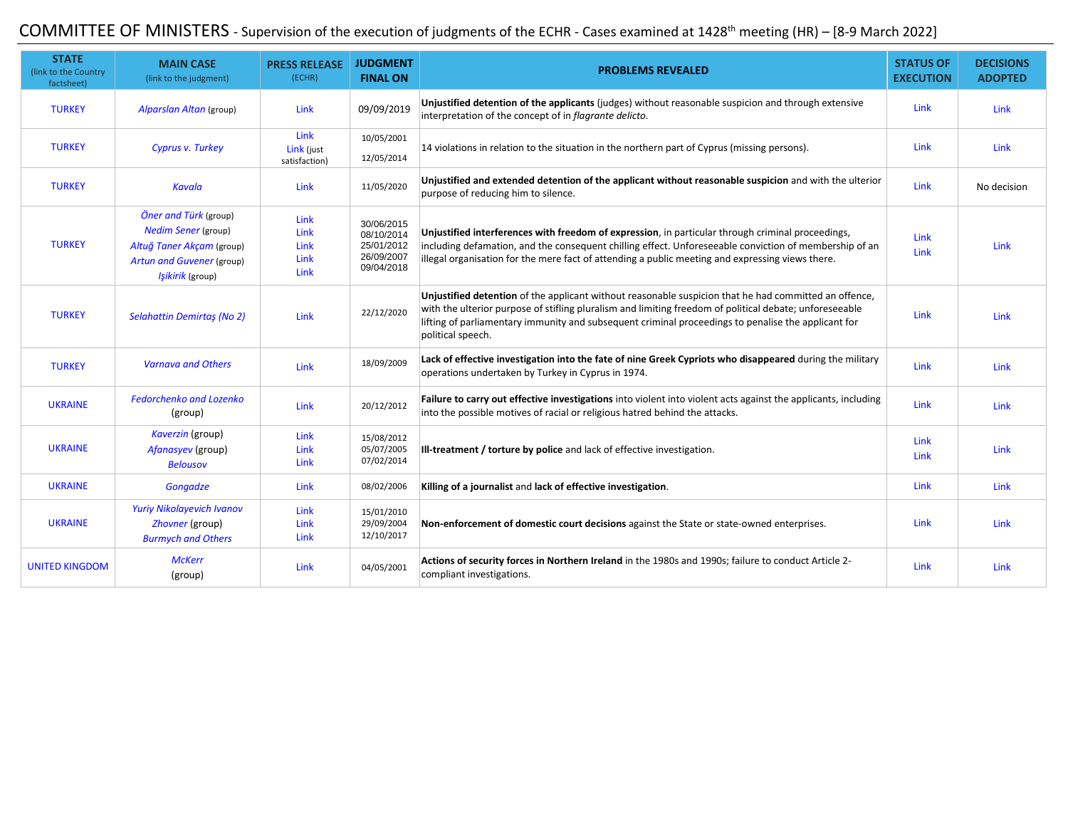# COMMITTEE OF MINISTERS - Supervision of the execution of judgments of the ECHR - Cases examined at 1428th meeting (HR) – [8-9 March 2022]

| STATE (link to the Country factsheet) | MAIN CASE (link to the judgment) | PRESS RELEASE (ECHR) | JUDGMENT FINAL ON | PROBLEMS REVEALED | STATUS OF EXECUTION | DECISIONS ADOPTED |
|---|---|---|---|---|---|---|
| TURKEY | *Alparslan Altan* (group) | Link | 09/09/2019 | **Unjustified detention of the applicants** (judges) without reasonable suspicion and through extensive interpretation of the concept of in *flagrante delicto*. | Link | Link |
| TURKEY | *Cyprus v. Turkey* | Link<br>Link (just satisfaction) | 10/05/2001<br>12/05/2014 | 14 violations in relation to the situation in the northern part of Cyprus (missing persons). | Link | Link |
| TURKEY | *Kavala* | Link | 11/05/2020 | **Unjustified and extended detention of the applicant without reasonable suspicion** and with the ulterior purpose of reducing him to silence. | Link | No decision |
| TURKEY | *Öner and Türk* (group)<br>*Nedim Sener* (group)<br>*Altuğ Taner Akçam* (group)<br>*Artun and Guvener* (group)<br>*Işikirik* (group) | Link<br>Link<br>Link<br>Link<br>Link | 30/06/2015<br>08/10/2014<br>25/01/2012<br>26/09/2007<br>09/04/2018 | **Unjustified interferences with freedom of expression**, in particular through criminal proceedings, including defamation, and the consequent chilling effect. Unforeseeable conviction of membership of an illegal organisation for the mere fact of attending a public meeting and expressing views there. | Link<br>Link | Link |
| TURKEY | *Selahattin Demirtaş (No 2)* | Link | 22/12/2020 | **Unjustified detention** of the applicant without reasonable suspicion that he had committed an offence, with the ulterior purpose of stifling pluralism and limiting freedom of political debate; unforeseeable lifting of parliamentary immunity and subsequent criminal proceedings to penalise the applicant for political speech. | Link | Link |
| TURKEY | *Varnava and Others* | Link | 18/09/2009 | **Lack of effective investigation into the fate of nine Greek Cypriots who disappeared** during the military operations undertaken by Turkey in Cyprus in 1974. | Link | Link |
| UKRAINE | *Fedorchenko and Lozenko* (group) | Link | 20/12/2012 | **Failure to carry out effective investigations** into violent into violent acts against the applicants, including into the possible motives of racial or religious hatred behind the attacks. | Link | Link |
| UKRAINE | *Kaverzin* (group)<br>*Afanasyev* (group)<br>*Belousov* | Link<br>Link<br>Link | 15/08/2012<br>05/07/2005<br>07/02/2014 | **Ill-treatment / torture by police** and lack of effective investigation. | Link<br>Link | Link |
| UKRAINE | *Gongadze* | Link | 08/02/2006 | **Killing of a journalist** and **lack of effective investigation**. | Link | Link |
| UKRAINE | *Yuriy Nikolayevich Ivanov*<br>*Zhovner* (group)<br>*Burmych and Others* | Link<br>Link<br>Link | 15/01/2010<br>29/09/2004<br>12/10/2017 | **Non-enforcement of domestic court decisions** against the State or state-owned enterprises. | Link | Link |
| UNITED KINGDOM | *McKerr* (group) | Link | 04/05/2001 | **Actions of security forces in Northern Ireland** in the 1980s and 1990s; failure to conduct Article 2-compliant investigations. | Link | Link |